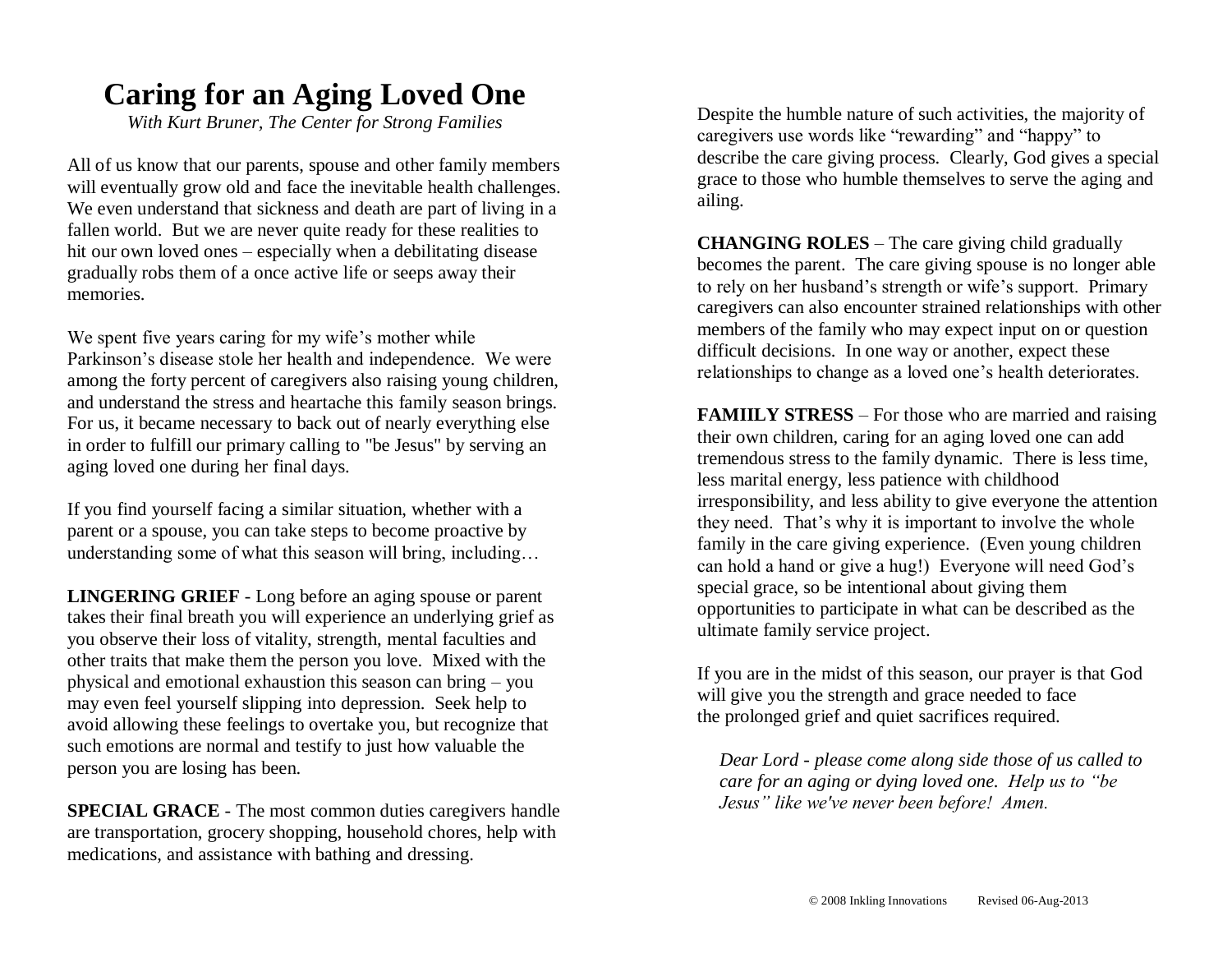# Caring for an Aging Loved One

*With Kurt Bruner, The Center for Strong Families*

All of us know that our parents, spouse and other family members will eventually grow old and face the inevitable health challenges. We even understand that sickness and death are part of living in a fallen world. But we are never quite ready for these realities to hit our own loved ones – especially when a debilitating disease gradually robs them of a once active life or seeps away their memories.

We spent five years caring for my wife's mother while Parkinson's disease stole her health and independence. We were among the forty percent of caregivers also raising young children, and understand the stress and heartache this family season brings. For us, it became necessary to back out of nearly everything else in order to fulfill our primary calling to "be Jesus" by serving an aging loved one during her final days.

If you find yourself facing a similar situation, whether with a parent or a spouse, you can take steps to become proactive by understanding some of what this season will bring, including…

**LINGERING GRIEF** - Long before an aging spouse or parent takes their final breath you will experience an underlying grief as you observe their loss of vitality, strength, mental faculties and other traits that make them the person you love. Mixed with the physical and emotional exhaustion this season can bring – you may even feel yourself slipping into depression. Seek help to avoid allowing these feelings to overtake you, but recognize that such emotions are normal and testify to just how valuable the person you are losing has been.

**SPECIAL GRACE** - The most common duties caregivers handle are transportation, grocery shopping, household chores, help with medications, and assistance with bathing and dressing. Despite the humble nature of such activities, the majority of caregivers use words like "rewarding" and "happy" to describe the care giving process. Clearly, God gives a special grace to those who humble themselves to serve the aging and ailing.

**CHANGING ROLES** – The care giving child gradually becomes the parent. The care giving spouse is no longer able to rely on her husband's strength or wife's support. Primary caregivers can also encounter strained relationships with other members of the family who may expect input on or question difficult decisions. In one way or another, expect these relationships to change as a loved one's health deteriorates.

**FAMIILY STRESS** – For those who are married and raising their own children, caring for an aging loved one can add tremendous stress to the family dynamic. There is less time, less marital energy, less patience with childhood irresponsibility, and less ability to give everyone the attention they need. That's why it is important to involve the whole family in the care giving experience. (Even young children can hold a hand or give a hug!) Everyone will need God's special grace, so be intentional about giving them opportunities to participate in what can be described as the ultimate family service project.

If you are in the midst of this season, our prayer is that God will give you the strength and grace needed to face the prolonged grief and quiet sacrifices required.

*Dear Lord - please come along side those of us called to care for an aging or dying loved one. Help us to "be Jesus" like we've never been before! Amen.*

© 2008 Inkling Innovations Revised 06-Aug-2013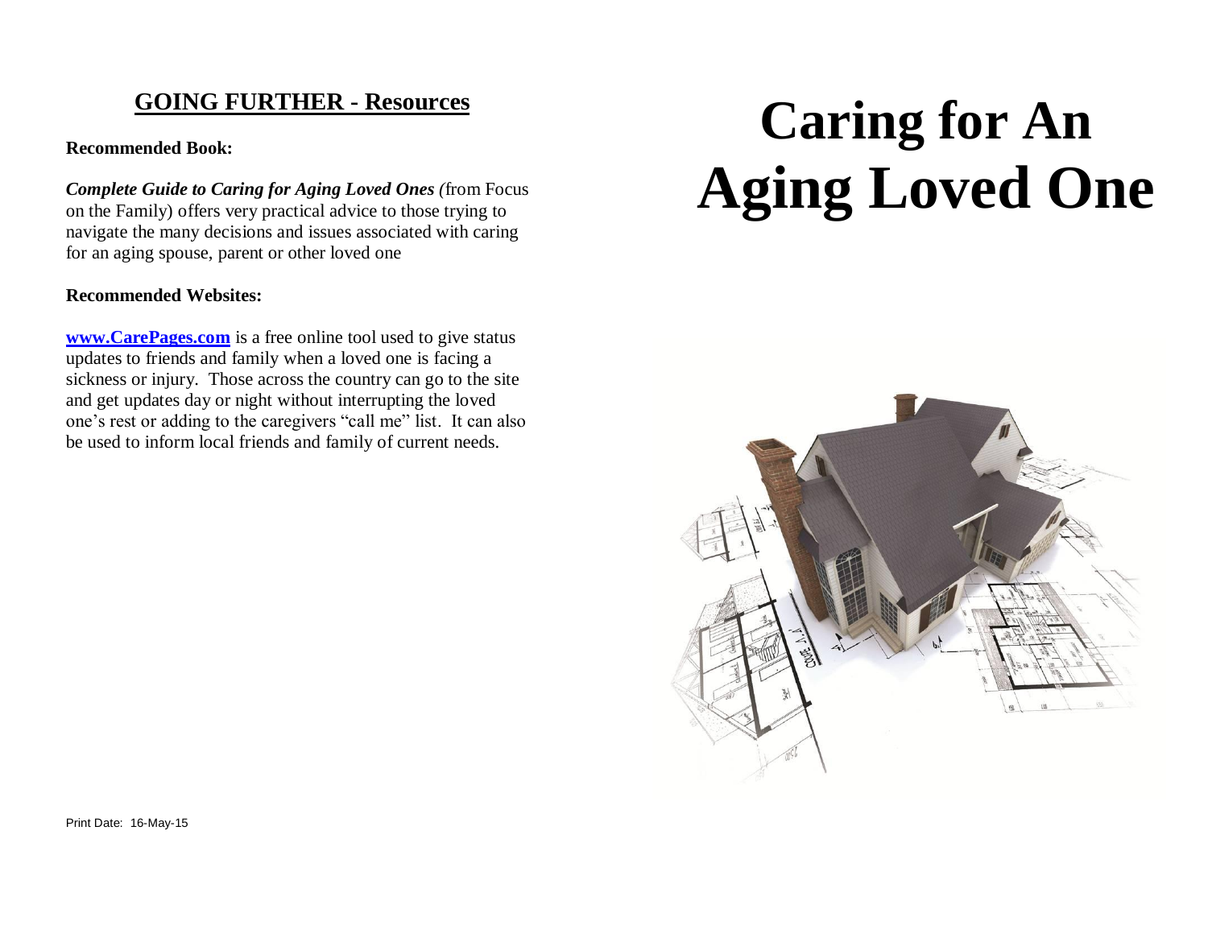## GOING FURTHER - Resources

**Recommended Book:**

***Complete Guide to Caring for Aging Loved Ones*** *(*from Focus on the Family) offers very practical advice to those trying to navigate the many decisions and issues associated with caring for an aging spouse, parent or other loved one

**Recommended Websites:**

**www.CarePages.com** is a free online tool used to give status updates to friends and family when a loved one is facing a sickness or injury. Those across the country can go to the site and get updates day or night without interrupting the loved one's rest or adding to the caregivers "call me" list. It can also be used to inform local friends and family of current needs.

Print Date: 16-May-15

# Caring for An Aging Loved One